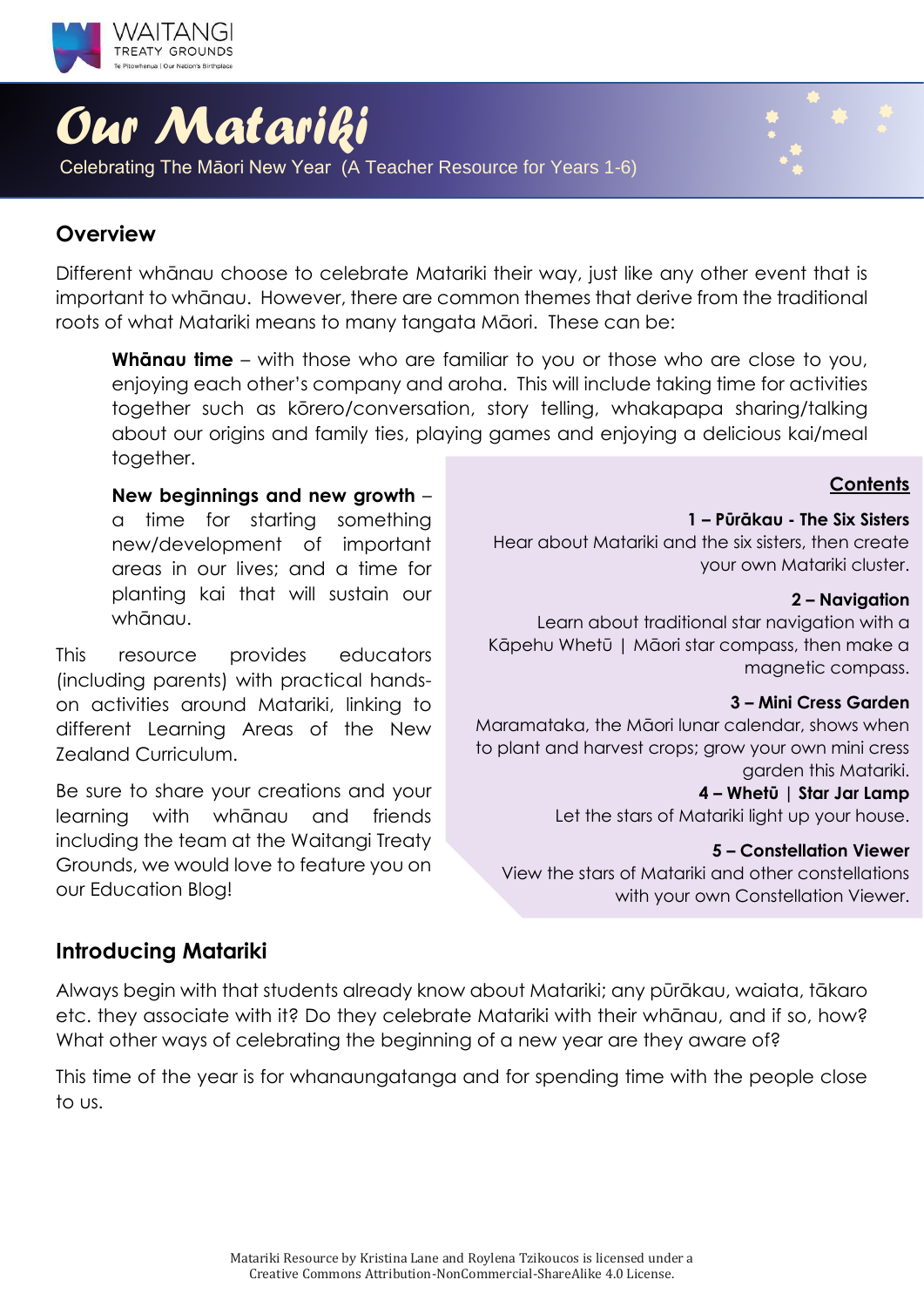WAITANGI
TREATY GROUNDS
Te Pitowhenua | Our Nation's Birthplace

# Our Matariki

Celebrating The Māori New Year (A Teacher Resource for Years 1-6)

## Overview

Different whānau choose to celebrate Matariki their way, just like any other event that is important to whānau. However, there are common themes that derive from the traditional roots of what Matariki means to many tangata Māori. These can be:

> **Whānau time** – with those who are familiar to you or those who are close to you, enjoying each other's company and aroha. This will include taking time for activities together such as kōrero/conversation, story telling, whakapapa sharing/talking about our origins and family ties, playing games and enjoying a delicious kai/meal together.
>
> **New beginnings and new growth** – a time for starting something new/development of important areas in our lives; and a time for planting kai that will sustain our whānau.

This resource provides educators (including parents) with practical hands-on activities around Matariki, linking to different Learning Areas of the New Zealand Curriculum.

Be sure to share your creations and your learning with whānau and friends including the team at the Waitangi Treaty Grounds, we would love to feature you on our Education Blog!

### Contents

**1 – Pūrākau - The Six Sisters**
Hear about Matariki and the six sisters, then create your own Matariki cluster.

**2 – Navigation**
Learn about traditional star navigation with a Kāpehu Whetū | Māori star compass, then make a magnetic compass.

**3 – Mini Cress Garden**
Maramataka, the Māori lunar calendar, shows when to plant and harvest crops; grow your own mini cress garden this Matariki.

**4 – Whetū | Star Jar Lamp**
Let the stars of Matariki light up your house.

**5 – Constellation Viewer**
View the stars of Matariki and other constellations with your own Constellation Viewer.

## Introducing Matariki

Always begin with that students already know about Matariki; any pūrākau, waiata, tākaro etc. they associate with it? Do they celebrate Matariki with their whānau, and if so, how? What other ways of celebrating the beginning of a new year are they aware of?

This time of the year is for whanaungatanga and for spending time with the people close to us.

Matariki Resource by Kristina Lane and Roylena Tzikoucos is licensed under a Creative Commons Attribution-NonCommercial-ShareAlike 4.0 License.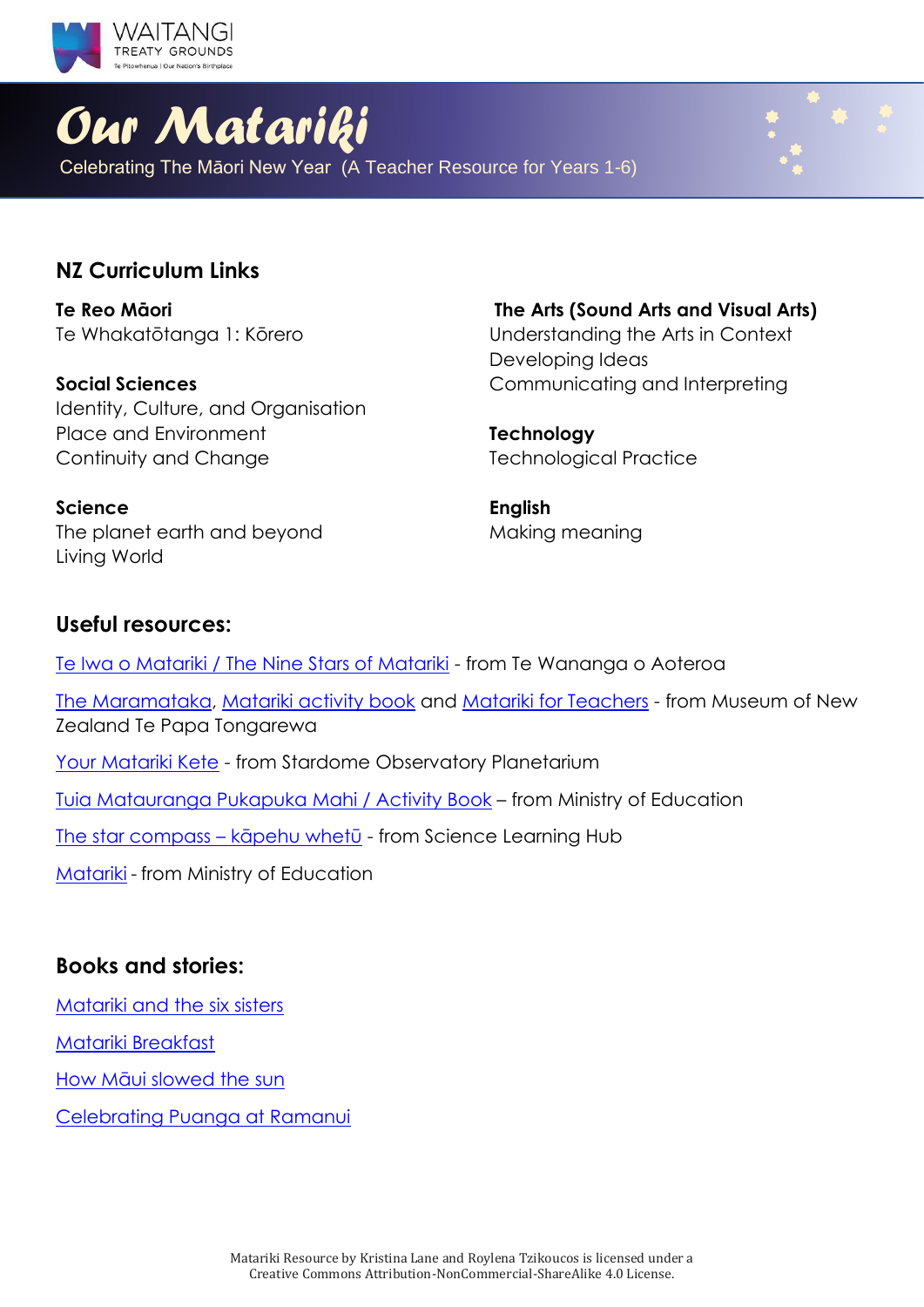# Our Matariki

Celebrating The Māori New Year (A Teacher Resource for Years 1-6)

## NZ Curriculum Links

**Te Reo Māori**
Te Whakatōtanga 1: Kōrero

**Social Sciences**
Identity, Culture, and Organisation
Place and Environment
Continuity and Change

**Science**
The planet earth and beyond
Living World

**The Arts (Sound Arts and Visual Arts)**
Understanding the Arts in Context
Developing Ideas
Communicating and Interpreting

**Technology**
Technological Practice

**English**
Making meaning

## Useful resources:

Te Iwa o Matariki / The Nine Stars of Matariki - from Te Wananga o Aoteroa

The Maramataka, Matariki activity book and Matariki for Teachers - from Museum of New Zealand Te Papa Tongarewa

Your Matariki Kete - from Stardome Observatory Planetarium

Tuia Matauranga Pukapuka Mahi / Activity Book – from Ministry of Education

The star compass – kāpehu whetū - from Science Learning Hub

Matariki - from Ministry of Education

## Books and stories:

Matariki and the six sisters

Matariki Breakfast

How Māui slowed the sun

Celebrating Puanga at Ramanui

Matariki Resource by Kristina Lane and Roylena Tzikoucos is licensed under a Creative Commons Attribution-NonCommercial-ShareAlike 4.0 License.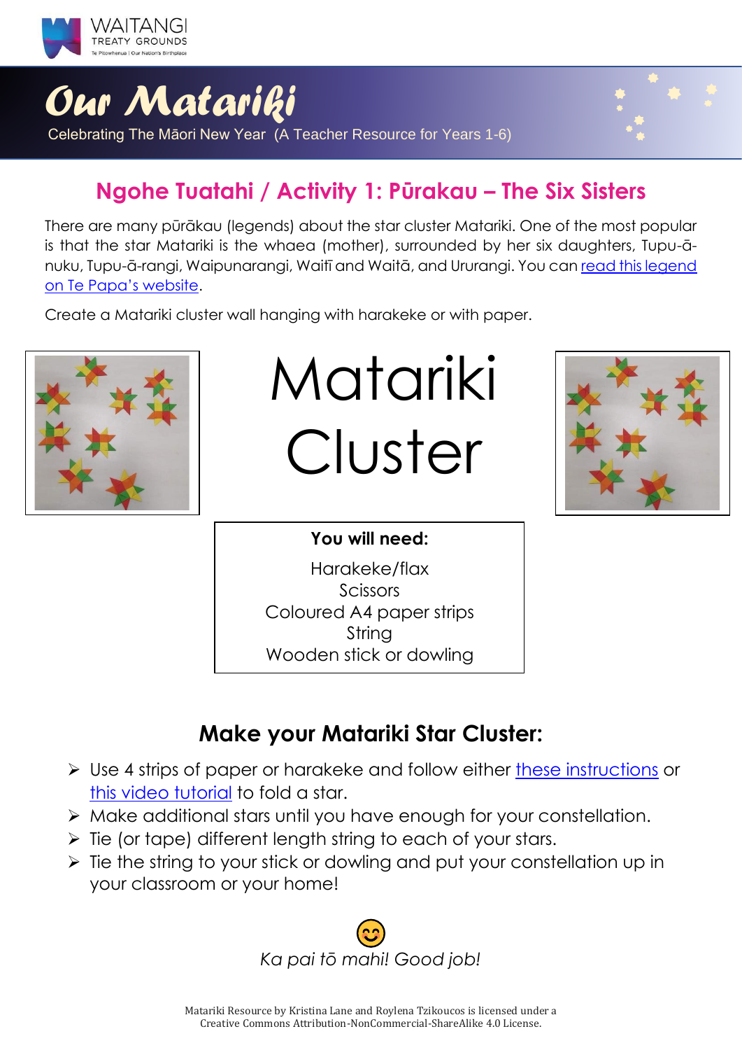# Our Matariki

Celebrating The Māori New Year (A Teacher Resource for Years 1-6)

## Ngohe Tuatahi / Activity 1: Pūrakau – The Six Sisters

There are many pūrākau (legends) about the star cluster Matariki. One of the most popular is that the star Matariki is the whaea (mother), surrounded by her six daughters, Tupu-ā-nuku, Tupu-ā-rangi, Waipunarangi, Waitī and Waitā, and Ururangi. You can read this legend on Te Papa's website.

Create a Matariki cluster wall hanging with harakeke or with paper.

Matariki Cluster

**You will need:**

Harakeke/flax
Scissors
Coloured A4 paper strips
String
Wooden stick or dowling

### Make your Matariki Star Cluster:

- Use 4 strips of paper or harakeke and follow either these instructions or this video tutorial to fold a star.
- Make additional stars until you have enough for your constellation.
- Tie (or tape) different length string to each of your stars.
- Tie the string to your stick or dowling and put your constellation up in your classroom or your home!

*Ka pai tō mahi! Good job!*

Matariki Resource by Kristina Lane and Roylena Tzikoucos is licensed under a Creative Commons Attribution-NonCommercial-ShareAlike 4.0 License.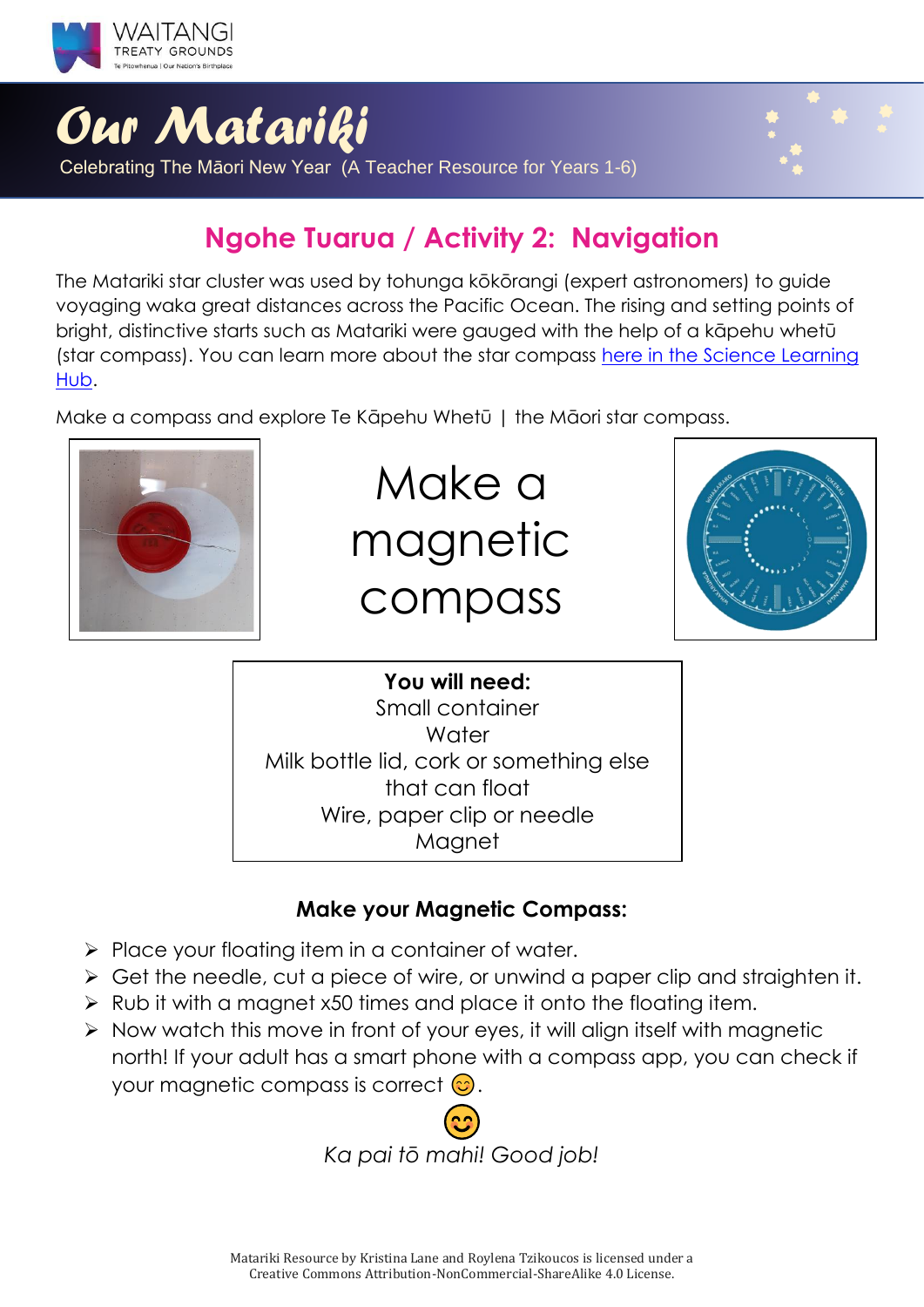## Ngohe Tuarua / Activity 2: Navigation

The Matariki star cluster was used by tohunga kōkōrangi (expert astronomers) to guide voyaging waka great distances across the Pacific Ocean. The rising and setting points of bright, distinctive starts such as Matariki were gauged with the help of a kāpehu whetū (star compass). You can learn more about the star compass here in the Science Learning Hub.

Make a compass and explore Te Kāpehu Whetū | the Māori star compass.

# Make a magnetic compass

**You will need:**
Small container
Water
Milk bottle lid, cork or something else that can float
Wire, paper clip or needle
Magnet

### Make your Magnetic Compass:

- Place your floating item in a container of water.
- Get the needle, cut a piece of wire, or unwind a paper clip and straighten it.
- Rub it with a magnet x50 times and place it onto the floating item.
- Now watch this move in front of your eyes, it will align itself with magnetic north! If your adult has a smart phone with a compass app, you can check if your magnetic compass is correct 😊.

😊

*Ka pai tō mahi! Good job!*

Matariki Resource by Kristina Lane and Roylena Tzikoucos is licensed under a Creative Commons Attribution-NonCommercial-ShareAlike 4.0 License.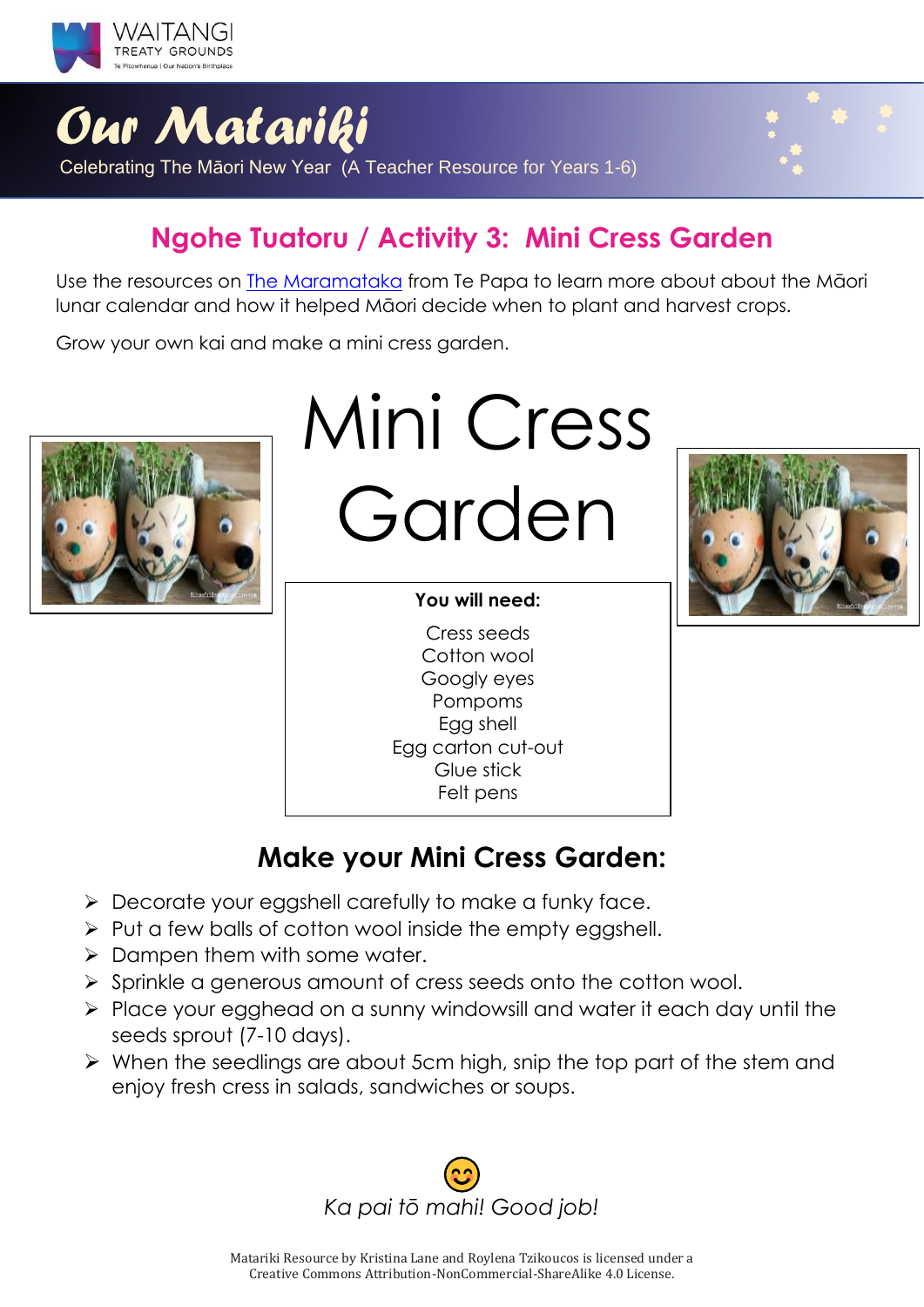## Ngohe Tuatoru / Activity 3: Mini Cress Garden

Use the resources on [The Maramataka](#) from Te Papa to learn more about about the Māori lunar calendar and how it helped Māori decide when to plant and harvest crops.

Grow your own kai and make a mini cress garden.

# Mini Cress Garden

**You will need:**

Cress seeds
Cotton wool
Googly eyes
Pompoms
Egg shell
Egg carton cut-out
Glue stick
Felt pens

## Make your Mini Cress Garden:

- Decorate your eggshell carefully to make a funky face.
- Put a few balls of cotton wool inside the empty eggshell.
- Dampen them with some water.
- Sprinkle a generous amount of cress seeds onto the cotton wool.
- Place your egghead on a sunny windowsill and water it each day until the seeds sprout (7-10 days).
- When the seedlings are about 5cm high, snip the top part of the stem and enjoy fresh cress in salads, sandwiches or soups.

😊

*Ka pai tō mahi! Good job!*

Matariki Resource by Kristina Lane and Roylena Tzikoucos is licensed under a Creative Commons Attribution-NonCommercial-ShareAlike 4.0 License.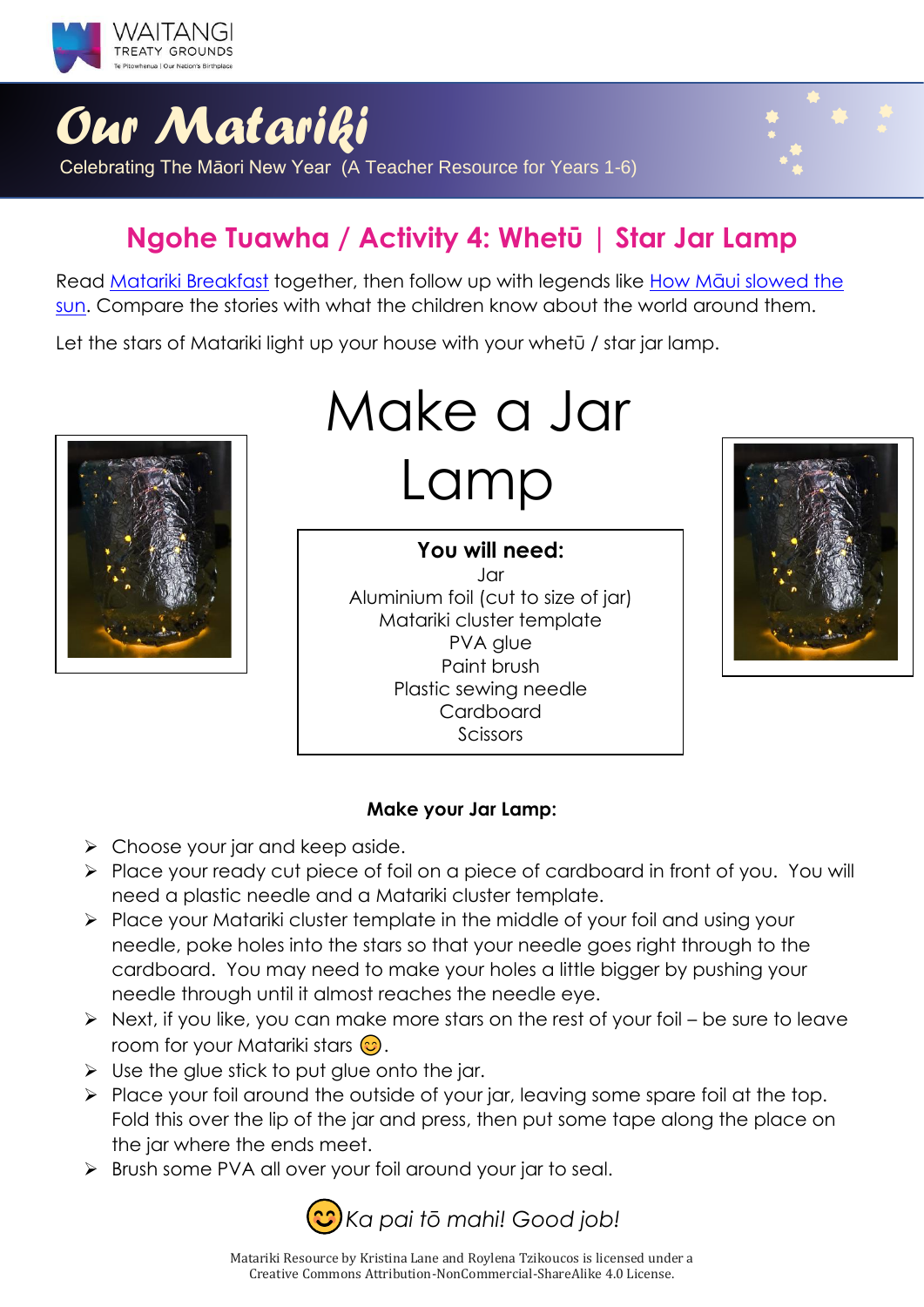# Our Matariki

Celebrating The Māori New Year (A Teacher Resource for Years 1-6)

## Ngohe Tuawha / Activity 4: Whetū | Star Jar Lamp

Read Matariki Breakfast together, then follow up with legends like How Māui slowed the sun. Compare the stories with what the children know about the world around them.

Let the stars of Matariki light up your house with your whetū / star jar lamp.

# Make a Jar Lamp

**You will need:**
Jar
Aluminium foil (cut to size of jar)
Matariki cluster template
PVA glue
Paint brush
Plastic sewing needle
Cardboard
Scissors

**Make your Jar Lamp:**

- Choose your jar and keep aside.
- Place your ready cut piece of foil on a piece of cardboard in front of you. You will need a plastic needle and a Matariki cluster template.
- Place your Matariki cluster template in the middle of your foil and using your needle, poke holes into the stars so that your needle goes right through to the cardboard. You may need to make your holes a little bigger by pushing your needle through until it almost reaches the needle eye.
- Next, if you like, you can make more stars on the rest of your foil – be sure to leave room for your Matariki stars 😊.
- Use the glue stick to put glue onto the jar.
- Place your foil around the outside of your jar, leaving some spare foil at the top. Fold this over the lip of the jar and press, then put some tape along the place on the jar where the ends meet.
- Brush some PVA all over your foil around your jar to seal.

😊 *Ka pai tō mahi! Good job!*

Matariki Resource by Kristina Lane and Roylena Tzikoucos is licensed under a Creative Commons Attribution-NonCommercial-ShareAlike 4.0 License.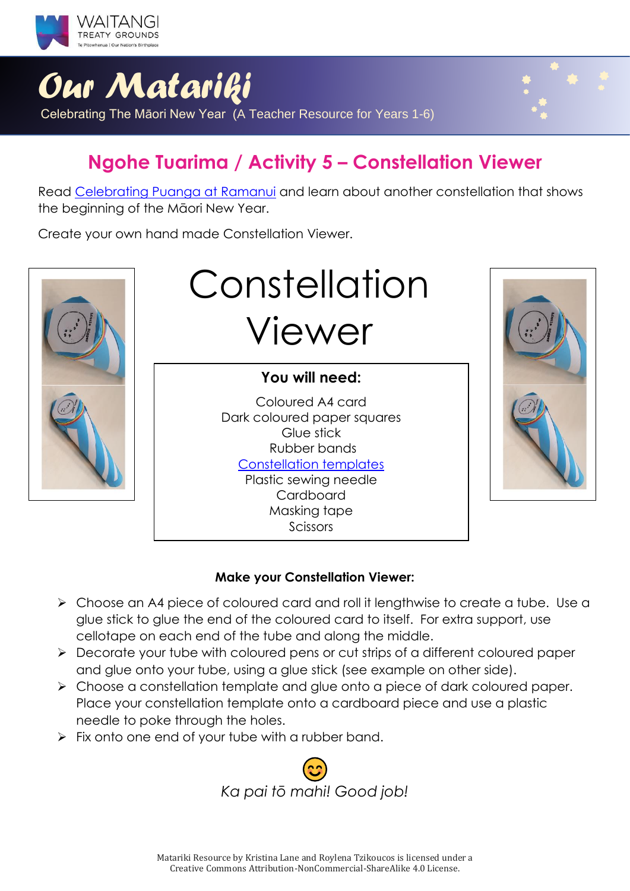## Ngohe Tuarima / Activity 5 – Constellation Viewer

Read Celebrating Puanga at Ramanui and learn about another constellation that shows the beginning of the Māori New Year.

Create your own hand made Constellation Viewer.

# Constellation Viewer

**You will need:**

Coloured A4 card
Dark coloured paper squares
Glue stick
Rubber bands
Constellation templates
Plastic sewing needle
Cardboard
Masking tape
Scissors

**Make your Constellation Viewer:**

- Choose an A4 piece of coloured card and roll it lengthwise to create a tube. Use a glue stick to glue the end of the coloured card to itself. For extra support, use cellotape on each end of the tube and along the middle.
- Decorate your tube with coloured pens or cut strips of a different coloured paper and glue onto your tube, using a glue stick (see example on other side).
- Choose a constellation template and glue onto a piece of dark coloured paper. Place your constellation template onto a cardboard piece and use a plastic needle to poke through the holes.
- Fix onto one end of your tube with a rubber band.

*Ka pai tō mahi! Good job!*

Matariki Resource by Kristina Lane and Roylena Tzikoucos is licensed under a Creative Commons Attribution-NonCommercial-ShareAlike 4.0 License.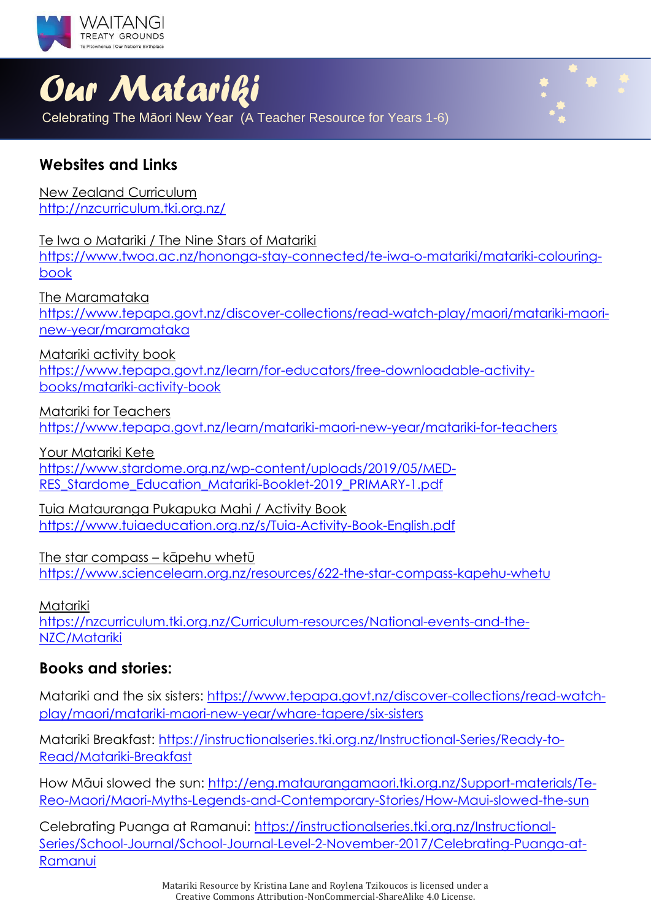# Our Matariki

Celebrating The Māori New Year (A Teacher Resource for Years 1-6)

## Websites and Links

New Zealand Curriculum
http://nzcurriculum.tki.org.nz/

Te Iwa o Matariki / The Nine Stars of Matariki
https://www.twoa.ac.nz/hononga-stay-connected/te-iwa-o-matariki/matariki-colouring-book

The Maramataka
https://www.tepapa.govt.nz/discover-collections/read-watch-play/maori/matariki-maori-new-year/maramataka

Matariki activity book
https://www.tepapa.govt.nz/learn/for-educators/free-downloadable-activity-books/matariki-activity-book

Matariki for Teachers
https://www.tepapa.govt.nz/learn/matariki-maori-new-year/matariki-for-teachers

Your Matariki Kete
https://www.stardome.org.nz/wp-content/uploads/2019/05/MED-RES_Stardome_Education_Matariki-Booklet-2019_PRIMARY-1.pdf

Tuia Matauranga Pukapuka Mahi / Activity Book
https://www.tuiaeducation.org.nz/s/Tuia-Activity-Book-English.pdf

The star compass – kāpehu whetū
https://www.sciencelearn.org.nz/resources/622-the-star-compass-kapehu-whetu

Matariki
https://nzcurriculum.tki.org.nz/Curriculum-resources/National-events-and-the-NZC/Matariki

## Books and stories:

Matariki and the six sisters: https://www.tepapa.govt.nz/discover-collections/read-watch-play/maori/matariki-maori-new-year/whare-tapere/six-sisters

Matariki Breakfast: https://instructionalseries.tki.org.nz/Instructional-Series/Ready-to-Read/Matariki-Breakfast

How Māui slowed the sun: http://eng.mataurangamaori.tki.org.nz/Support-materials/Te-Reo-Maori/Maori-Myths-Legends-and-Contemporary-Stories/How-Maui-slowed-the-sun

Celebrating Puanga at Ramanui: https://instructionalseries.tki.org.nz/Instructional-Series/School-Journal/School-Journal-Level-2-November-2017/Celebrating-Puanga-at-Ramanui

Matariki Resource by Kristina Lane and Roylena Tzikoucos is licensed under a Creative Commons Attribution-NonCommercial-ShareAlike 4.0 License.